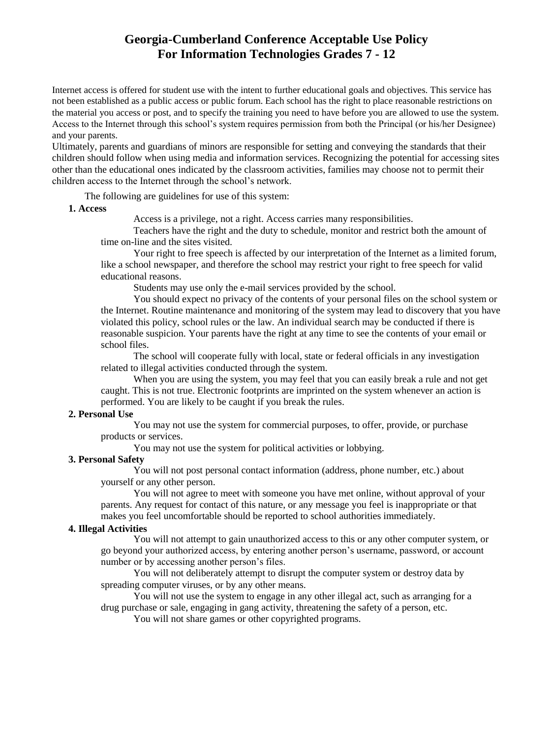# Georgia-Cumberland Conference Acceptable Use Policy For Information Technologies Grades 7 - 12

Internet access is offered for student use with the intent to further educational goals and objectives. This service has not been established as a public access or public forum. Each school has the right to place reasonable restrictions on the material you access or post, and to specify the training you need to have before you are allowed to use the system. Access to the Internet through this school's system requires permission from both the Principal (or his/her Designee) and your parents.

Ultimately, parents and guardians of minors are responsible for setting and conveying the standards that their children should follow when using media and information services. Recognizing the potential for accessing sites other than the educational ones indicated by the classroom activities, families may choose not to permit their children access to the Internet through the school's network.

The following are guidelines for use of this system:

**1. Access**

Access is a privilege, not a right. Access carries many responsibilities.

Teachers have the right and the duty to schedule, monitor and restrict both the amount of time on-line and the sites visited.

Your right to free speech is affected by our interpretation of the Internet as a limited forum, like a school newspaper, and therefore the school may restrict your right to free speech for valid educational reasons.

Students may use only the e-mail services provided by the school.

You should expect no privacy of the contents of your personal files on the school system or the Internet. Routine maintenance and monitoring of the system may lead to discovery that you have violated this policy, school rules or the law. An individual search may be conducted if there is reasonable suspicion. Your parents have the right at any time to see the contents of your email or school files.

The school will cooperate fully with local, state or federal officials in any investigation related to illegal activities conducted through the system.

When you are using the system, you may feel that you can easily break a rule and not get caught. This is not true. Electronic footprints are imprinted on the system whenever an action is performed. You are likely to be caught if you break the rules.

**2. Personal Use**

You may not use the system for commercial purposes, to offer, provide, or purchase products or services.

You may not use the system for political activities or lobbying.

**3. Personal Safety**

You will not post personal contact information (address, phone number, etc.) about yourself or any other person.

You will not agree to meet with someone you have met online, without approval of your parents. Any request for contact of this nature, or any message you feel is inappropriate or that makes you feel uncomfortable should be reported to school authorities immediately.

**4. Illegal Activities**

You will not attempt to gain unauthorized access to this or any other computer system, or go beyond your authorized access, by entering another person's username, password, or account number or by accessing another person's files.

You will not deliberately attempt to disrupt the computer system or destroy data by spreading computer viruses, or by any other means.

You will not use the system to engage in any other illegal act, such as arranging for a drug purchase or sale, engaging in gang activity, threatening the safety of a person, etc.

You will not share games or other copyrighted programs.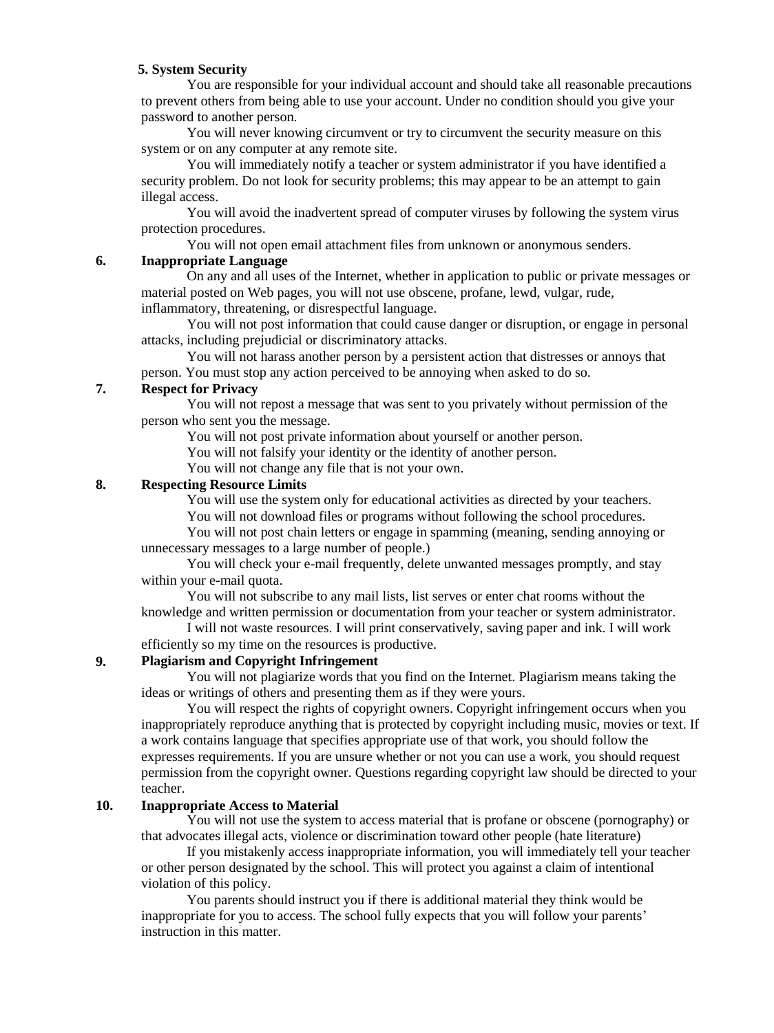**5. System Security**

You are responsible for your individual account and should take all reasonable precautions to prevent others from being able to use your account. Under no condition should you give your password to another person.

You will never knowing circumvent or try to circumvent the security measure on this system or on any computer at any remote site.

You will immediately notify a teacher or system administrator if you have identified a security problem. Do not look for security problems; this may appear to be an attempt to gain illegal access.

You will avoid the inadvertent spread of computer viruses by following the system virus protection procedures.

You will not open email attachment files from unknown or anonymous senders.

**6. Inappropriate Language**

On any and all uses of the Internet, whether in application to public or private messages or material posted on Web pages, you will not use obscene, profane, lewd, vulgar, rude, inflammatory, threatening, or disrespectful language.

You will not post information that could cause danger or disruption, or engage in personal attacks, including prejudicial or discriminatory attacks.

You will not harass another person by a persistent action that distresses or annoys that person. You must stop any action perceived to be annoying when asked to do so.

**7. Respect for Privacy**

You will not repost a message that was sent to you privately without permission of the person who sent you the message.

You will not post private information about yourself or another person.

You will not falsify your identity or the identity of another person.

You will not change any file that is not your own.

**8. Respecting Resource Limits**

You will use the system only for educational activities as directed by your teachers.

You will not download files or programs without following the school procedures.

You will not post chain letters or engage in spamming (meaning, sending annoying or unnecessary messages to a large number of people.)

You will check your e-mail frequently, delete unwanted messages promptly, and stay within your e-mail quota.

You will not subscribe to any mail lists, list serves or enter chat rooms without the knowledge and written permission or documentation from your teacher or system administrator.

I will not waste resources. I will print conservatively, saving paper and ink. I will work efficiently so my time on the resources is productive.

**9. Plagiarism and Copyright Infringement**

You will not plagiarize words that you find on the Internet. Plagiarism means taking the ideas or writings of others and presenting them as if they were yours.

You will respect the rights of copyright owners. Copyright infringement occurs when you inappropriately reproduce anything that is protected by copyright including music, movies or text. If a work contains language that specifies appropriate use of that work, you should follow the expresses requirements. If you are unsure whether or not you can use a work, you should request permission from the copyright owner. Questions regarding copyright law should be directed to your teacher.

**10. Inappropriate Access to Material**

You will not use the system to access material that is profane or obscene (pornography) or that advocates illegal acts, violence or discrimination toward other people (hate literature)

If you mistakenly access inappropriate information, you will immediately tell your teacher or other person designated by the school. This will protect you against a claim of intentional violation of this policy.

You parents should instruct you if there is additional material they think would be inappropriate for you to access. The school fully expects that you will follow your parents' instruction in this matter.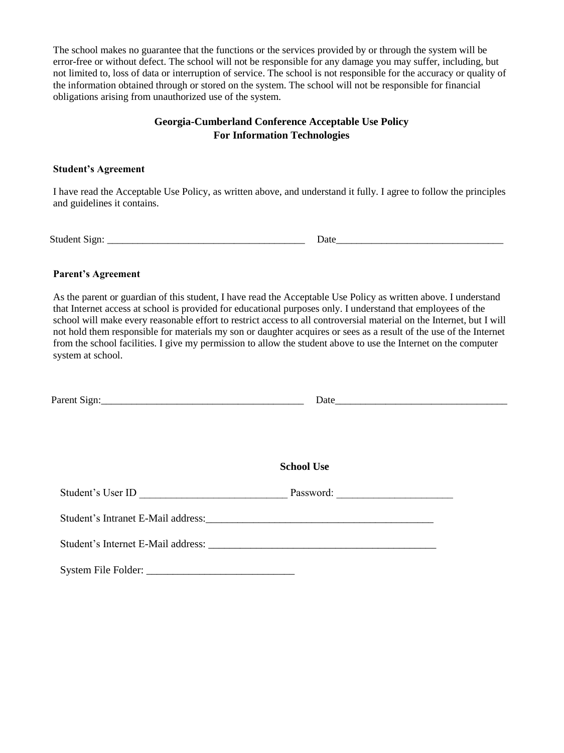The school makes no guarantee that the functions or the services provided by or through the system will be error-free or without defect. The school will not be responsible for any damage you may suffer, including, but not limited to, loss of data or interruption of service. The school is not responsible for the accuracy or quality of the information obtained through or stored on the system. The school will not be responsible for financial obligations arising from unauthorized use of the system.

## Georgia-Cumberland Conference Acceptable Use Policy For Information Technologies

### Student's Agreement

I have read the Acceptable Use Policy, as written above, and understand it fully. I agree to follow the principles and guidelines it contains.

Student Sign: _______________________________________ Date_________________________________

### Parent's Agreement

As the parent or guardian of this student, I have read the Acceptable Use Policy as written above. I understand that Internet access at school is provided for educational purposes only. I understand that employees of the school will make every reasonable effort to restrict access to all controversial material on the Internet, but I will not hold them responsible for materials my son or daughter acquires or sees as a result of the use of the Internet from the school facilities. I give my permission to allow the student above to use the Internet on the computer system at school.

Parent Sign:________________________________________ Date__________________________________

### School Use

Student's User ID ___________________________ Password: _____________________

Student's Intranet E-Mail address:___________________________________________

Student's Internet E-Mail address: ___________________________________________

System File Folder: ___________________________